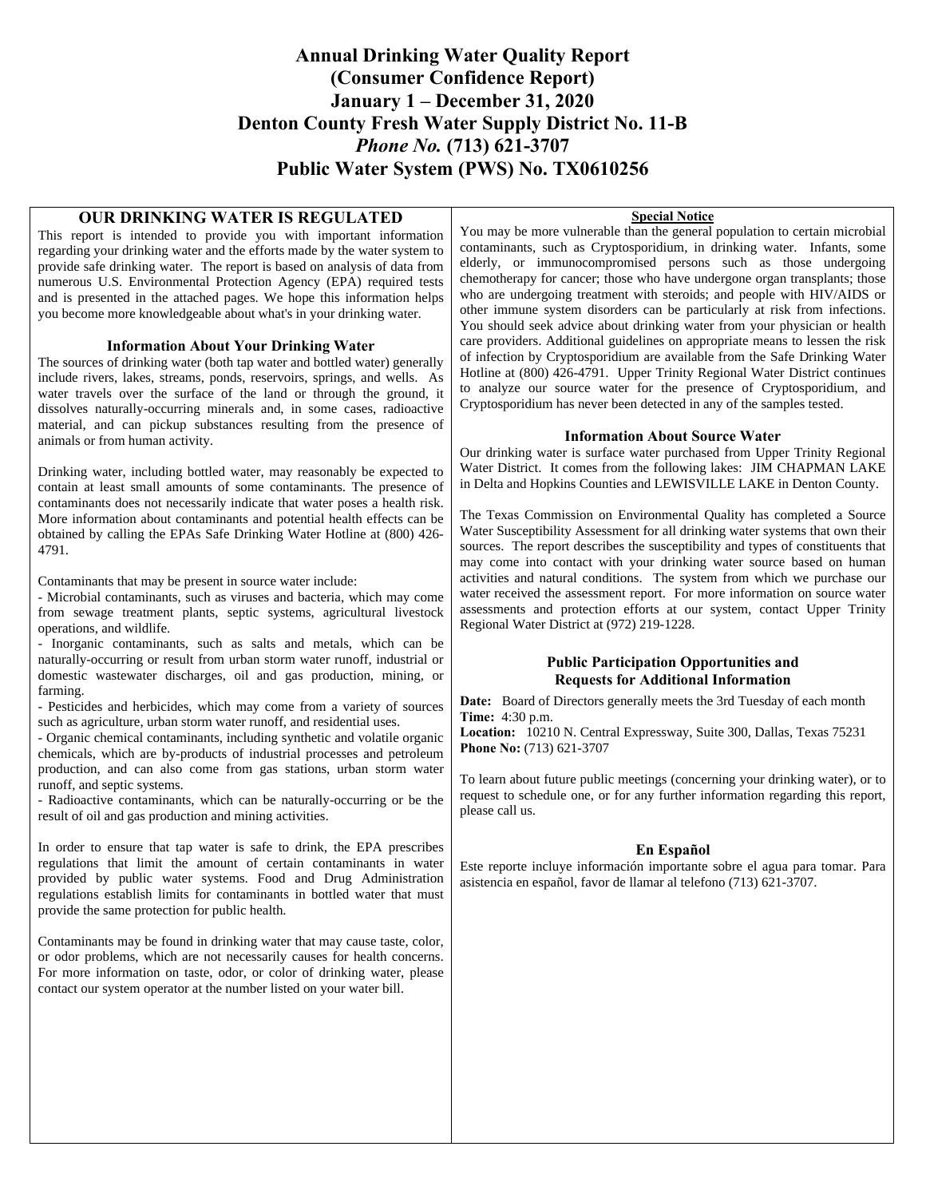# Annual Drinking Water Quality Report (Consumer Confidence Report)

# January 1 – December 31, 2020

# Denton County Fresh Water Supply District No. 11-B

# *Phone No.* (713) 621-3707

# Public Water System (PWS) No. TX0610256

## OUR DRINKING WATER IS REGULATED

This report is intended to provide you with important information regarding your drinking water and the efforts made by the water system to provide safe drinking water. The report is based on analysis of data from numerous U.S. Environmental Protection Agency (EPA) required tests and is presented in the attached pages. We hope this information helps you become more knowledgeable about what's in your drinking water.

### Information About Your Drinking Water

The sources of drinking water (both tap water and bottled water) generally include rivers, lakes, streams, ponds, reservoirs, springs, and wells. As water travels over the surface of the land or through the ground, it dissolves naturally-occurring minerals and, in some cases, radioactive material, and can pickup substances resulting from the presence of animals or from human activity.

Drinking water, including bottled water, may reasonably be expected to contain at least small amounts of some contaminants. The presence of contaminants does not necessarily indicate that water poses a health risk. More information about contaminants and potential health effects can be obtained by calling the EPAs Safe Drinking Water Hotline at (800) 426-4791.

Contaminants that may be present in source water include:

- Microbial contaminants, such as viruses and bacteria, which may come from sewage treatment plants, septic systems, agricultural livestock operations, and wildlife.
- Inorganic contaminants, such as salts and metals, which can be naturally-occurring or result from urban storm water runoff, industrial or domestic wastewater discharges, oil and gas production, mining, or farming.
- Pesticides and herbicides, which may come from a variety of sources such as agriculture, urban storm water runoff, and residential uses.
- Organic chemical contaminants, including synthetic and volatile organic chemicals, which are by-products of industrial processes and petroleum production, and can also come from gas stations, urban storm water runoff, and septic systems.
- Radioactive contaminants, which can be naturally-occurring or be the result of oil and gas production and mining activities.

In order to ensure that tap water is safe to drink, the EPA prescribes regulations that limit the amount of certain contaminants in water provided by public water systems. Food and Drug Administration regulations establish limits for contaminants in bottled water that must provide the same protection for public health.

Contaminants may be found in drinking water that may cause taste, color, or odor problems, which are not necessarily causes for health concerns. For more information on taste, odor, or color of drinking water, please contact our system operator at the number listed on your water bill.

### Special Notice

You may be more vulnerable than the general population to certain microbial contaminants, such as Cryptosporidium, in drinking water. Infants, some elderly, or immunocompromised persons such as those undergoing chemotherapy for cancer; those who have undergone organ transplants; those who are undergoing treatment with steroids; and people with HIV/AIDS or other immune system disorders can be particularly at risk from infections. You should seek advice about drinking water from your physician or health care providers. Additional guidelines on appropriate means to lessen the risk of infection by Cryptosporidium are available from the Safe Drinking Water Hotline at (800) 426-4791. Upper Trinity Regional Water District continues to analyze our source water for the presence of Cryptosporidium, and Cryptosporidium has never been detected in any of the samples tested.

### Information About Source Water

Our drinking water is surface water purchased from Upper Trinity Regional Water District. It comes from the following lakes: JIM CHAPMAN LAKE in Delta and Hopkins Counties and LEWISVILLE LAKE in Denton County.

The Texas Commission on Environmental Quality has completed a Source Water Susceptibility Assessment for all drinking water systems that own their sources. The report describes the susceptibility and types of constituents that may come into contact with your drinking water source based on human activities and natural conditions. The system from which we purchase our water received the assessment report. For more information on source water assessments and protection efforts at our system, contact Upper Trinity Regional Water District at (972) 219-1228.

### Public Participation Opportunities and Requests for Additional Information

**Date:** Board of Directors generally meets the 3rd Tuesday of each month
**Time:** 4:30 p.m.
**Location:** 10210 N. Central Expressway, Suite 300, Dallas, Texas 75231
**Phone No:** (713) 621-3707

To learn about future public meetings (concerning your drinking water), or to request to schedule one, or for any further information regarding this report, please call us.

### En Español

Este reporte incluye información importante sobre el agua para tomar. Para asistencia en español, favor de llamar al telefono (713) 621-3707.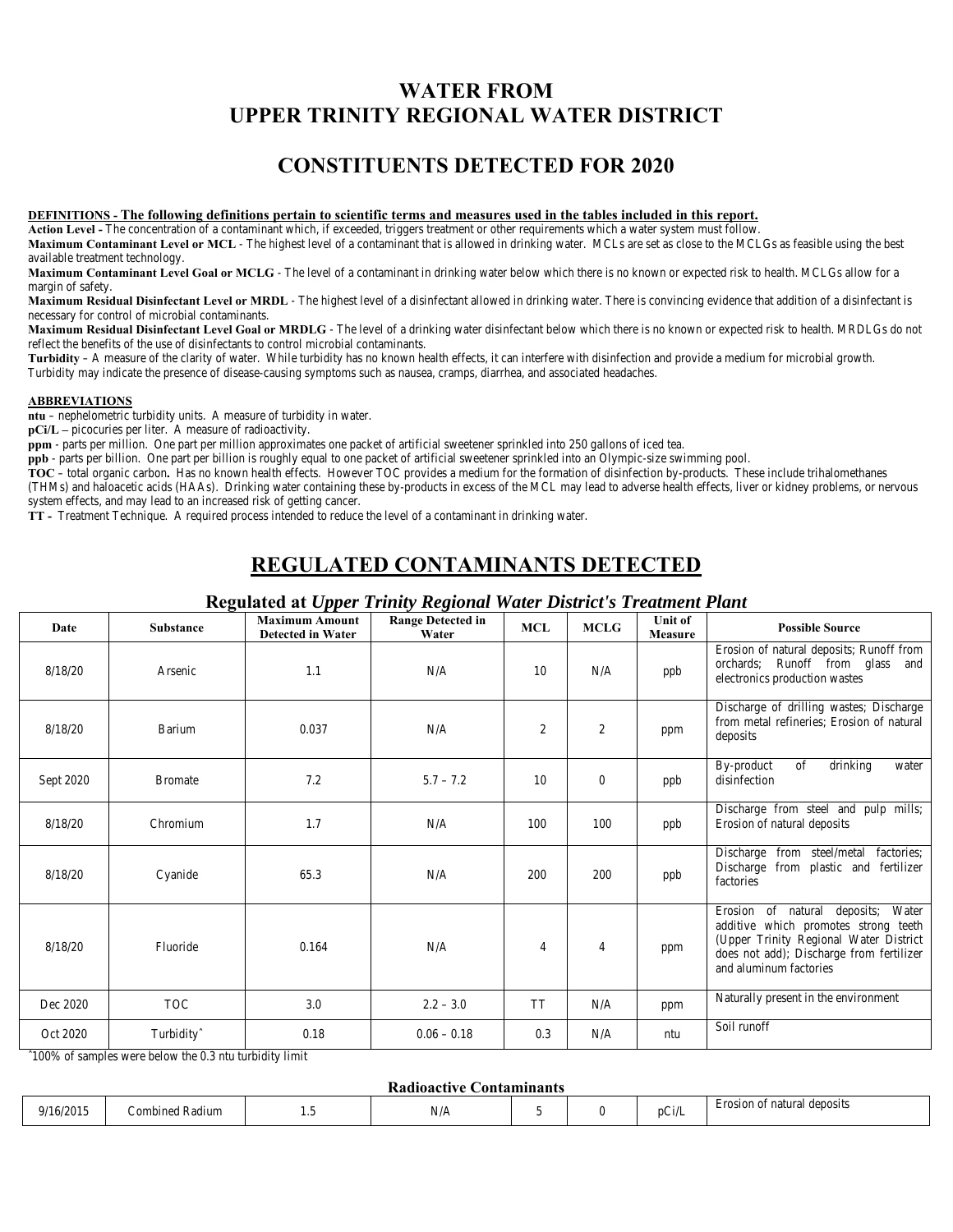# WATER FROM UPPER TRINITY REGIONAL WATER DISTRICT

## CONSTITUENTS DETECTED FOR 2020

**DEFINITIONS - The following definitions pertain to scientific terms and measures used in the tables included in this report.**

**Action Level -** The concentration of a contaminant which, if exceeded, triggers treatment or other requirements which a water system must follow.

**Maximum Contaminant Level or MCL** - The highest level of a contaminant that is allowed in drinking water. MCLs are set as close to the MCLGs as feasible using the best available treatment technology.

**Maximum Contaminant Level Goal or MCLG** - The level of a contaminant in drinking water below which there is no known or expected risk to health. MCLGs allow for a margin of safety.

**Maximum Residual Disinfectant Level or MRDL** - The highest level of a disinfectant allowed in drinking water. There is convincing evidence that addition of a disinfectant is necessary for control of microbial contaminants.

**Maximum Residual Disinfectant Level Goal or MRDLG** - The level of a drinking water disinfectant below which there is no known or expected risk to health. MRDLGs do not reflect the benefits of the use of disinfectants to control microbial contaminants.

**Turbidity** – A measure of the clarity of water. While turbidity has no known health effects, it can interfere with disinfection and provide a medium for microbial growth. Turbidity may indicate the presence of disease-causing symptoms such as nausea, cramps, diarrhea, and associated headaches.

**ABBREVIATIONS**

**ntu** – nephelometric turbidity units. A measure of turbidity in water.

**pCi/L** – picocuries per liter. A measure of radioactivity.

**ppm** - parts per million. One packet of artificial sweetener sprinkled into 250 gallons of iced tea.

**ppb** - parts per billion. One part per billion is roughly equal to one packet of artificial sweetener sprinkled into an Olympic-size swimming pool.

**TOC** – total organic carbon**.** Has no known health effects. However TOC provides a medium for the formation of disinfection by-products. These include trihalomethanes (THMs) and haloacetic acids (HAAs). Drinking water containing these by-products in excess of the MCL may lead to adverse health effects, liver or kidney problems, or nervous system effects, and may lead to an increased risk of getting cancer.

**TT –** Treatment Technique. A required process intended to reduce the level of a contaminant in drinking water.

## REGULATED CONTAMINANTS DETECTED

### Regulated at *Upper Trinity Regional Water District's Treatment Plant*

| Date | Substance | Maximum Amount Detected in Water | Range Detected in Water | MCL | MCLG | Unit of Measure | Possible Source |
|---|---|---|---|---|---|---|---|
| 8/18/20 | Arsenic | 1.1 | N/A | 10 | N/A | ppb | Erosion of natural deposits; Runoff from orchards; Runoff from glass and electronics production wastes |
| 8/18/20 | Barium | 0.037 | N/A | 2 | 2 | ppm | Discharge of drilling wastes; Discharge from metal refineries; Erosion of natural deposits |
| Sept 2020 | Bromate | 7.2 | 5.7 – 7.2 | 10 | 0 | ppb | By-product of drinking water disinfection |
| 8/18/20 | Chromium | 1.7 | N/A | 100 | 100 | ppb | Discharge from steel and pulp mills; Erosion of natural deposits |
| 8/18/20 | Cyanide | 65.3 | N/A | 200 | 200 | ppb | Discharge from steel/metal factories; Discharge from plastic and fertilizer factories |
| 8/18/20 | Fluoride | 0.164 | N/A | 4 | 4 | ppm | Erosion of natural deposits; Water additive which promotes strong teeth (Upper Trinity Regional Water District does not add); Discharge from fertilizer and aluminum factories |
| Dec 2020 | TOC | 3.0 | 2.2 – 3.0 | TT | N/A | ppm | Naturally present in the environment |
| Oct 2020 | Turbidity^ | 0.18 | 0.06 – 0.18 | 0.3 | N/A | ntu | Soil runoff |

^100% of samples were below the 0.3 ntu turbidity limit

### Radioactive Contaminants

| Date | Substance | Maximum Amount Detected in Water | Range Detected in Water | MCL | MCLG | Unit of Measure | Possible Source |
|---|---|---|---|---|---|---|---|
| 9/16/2015 | Combined Radium | 1.5 | N/A | 5 | 0 | pCi/L | Erosion of natural deposits |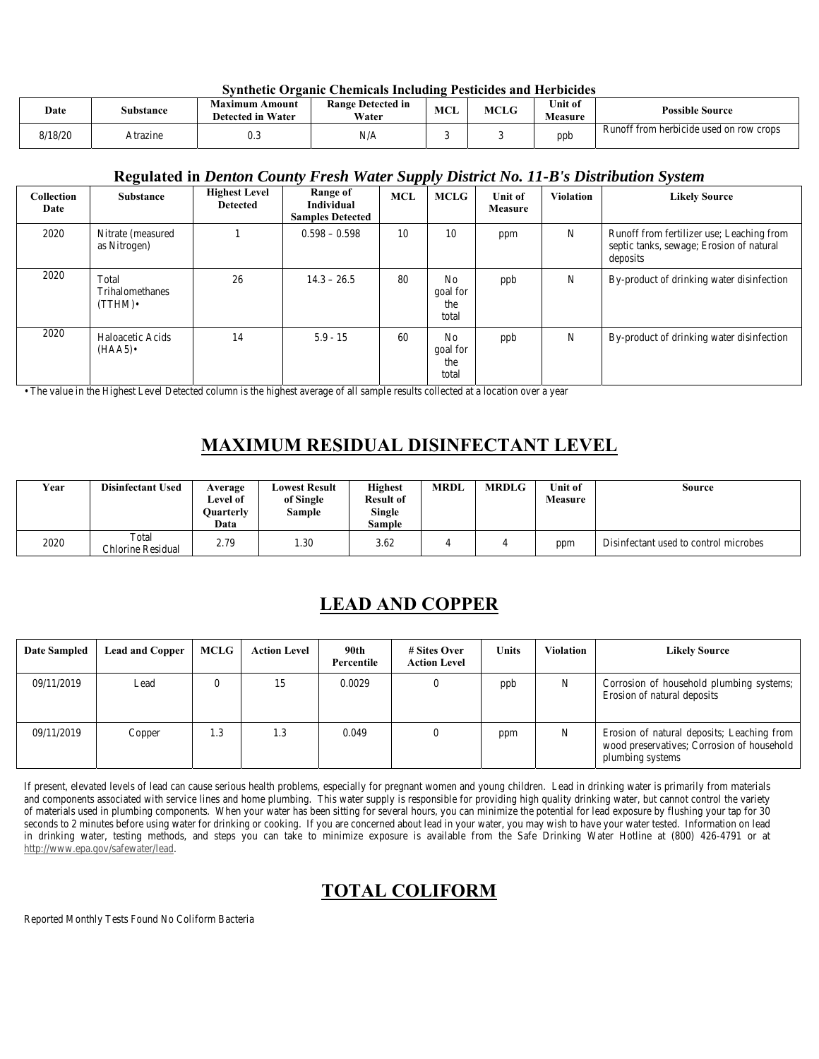### Synthetic Organic Chemicals Including Pesticides and Herbicides

| Date | Substance | Maximum Amount Detected in Water | Range Detected in Water | MCL | MCLG | Unit of Measure | Possible Source |
|---|---|---|---|---|---|---|---|
| 8/18/20 | Atrazine | 0.3 | N/A | 3 | 3 | ppb | Runoff from herbicide used on row crops |

### Regulated in *Denton County Fresh Water Supply District No. 11-B's Distribution System*

| Collection Date | Substance | Highest Level Detected | Range of Individual Samples Detected | MCL | MCLG | Unit of Measure | Violation | Likely Source |
|---|---|---|---|---|---|---|---|---|
| 2020 | Nitrate (measured as Nitrogen) | 1 | 0.598 – 0.598 | 10 | 10 | ppm | N | Runoff from fertilizer use; Leaching from septic tanks, sewage; Erosion of natural deposits |
| 2020 | Total Trihalomethanes (TTHM)• | 26 | 14.3 – 26.5 | 80 | No goal for the total | ppb | N | By-product of drinking water disinfection |
| 2020 | Haloacetic Acids (HAA5)• | 14 | 5.9 - 15 | 60 | No goal for the total | ppb | N | By-product of drinking water disinfection |

• The value in the Highest Level Detected column is the highest average of all sample results collected at a location over a year

## MAXIMUM RESIDUAL DISINFECTANT LEVEL

| Year | Disinfectant Used | Average Level of Quarterly Data | Lowest Result of Single Sample | Highest Result of Single Sample | MRDL | MRDLG | Unit of Measure | Source |
|---|---|---|---|---|---|---|---|---|
| 2020 | Total Chlorine Residual | 2.79 | 1.30 | 3.62 | 4 | 4 | ppm | Disinfectant used to control microbes |

## LEAD AND COPPER

| Date Sampled | Lead and Copper | MCLG | Action Level | 90th Percentile | # Sites Over Action Level | Units | Violation | Likely Source |
|---|---|---|---|---|---|---|---|---|
| 09/11/2019 | Lead | 0 | 15 | 0.0029 | 0 | ppb | N | Corrosion of household plumbing systems; Erosion of natural deposits |
| 09/11/2019 | Copper | 1.3 | 1.3 | 0.049 | 0 | ppm | N | Erosion of natural deposits; Leaching from wood preservatives; Corrosion of household plumbing systems |

If present, elevated levels of lead can cause serious health problems, especially for pregnant women and young children. Lead in drinking water is primarily from materials and components associated with service lines and home plumbing. This water supply is responsible for providing high quality drinking water, but cannot control the variety of materials used in plumbing components. When your water has been sitting for several hours, you can minimize the potential for lead exposure by flushing your tap for 30 seconds to 2 minutes before using water for drinking or cooking. If you are concerned about lead in your water, you may wish to have your water tested. Information on lead in drinking water, testing methods, and steps you can take to minimize exposure is available from the Safe Drinking Water Hotline at (800) 426-4791 or at http://www.epa.gov/safewater/lead.

## TOTAL COLIFORM

Reported Monthly Tests Found No Coliform Bacteria